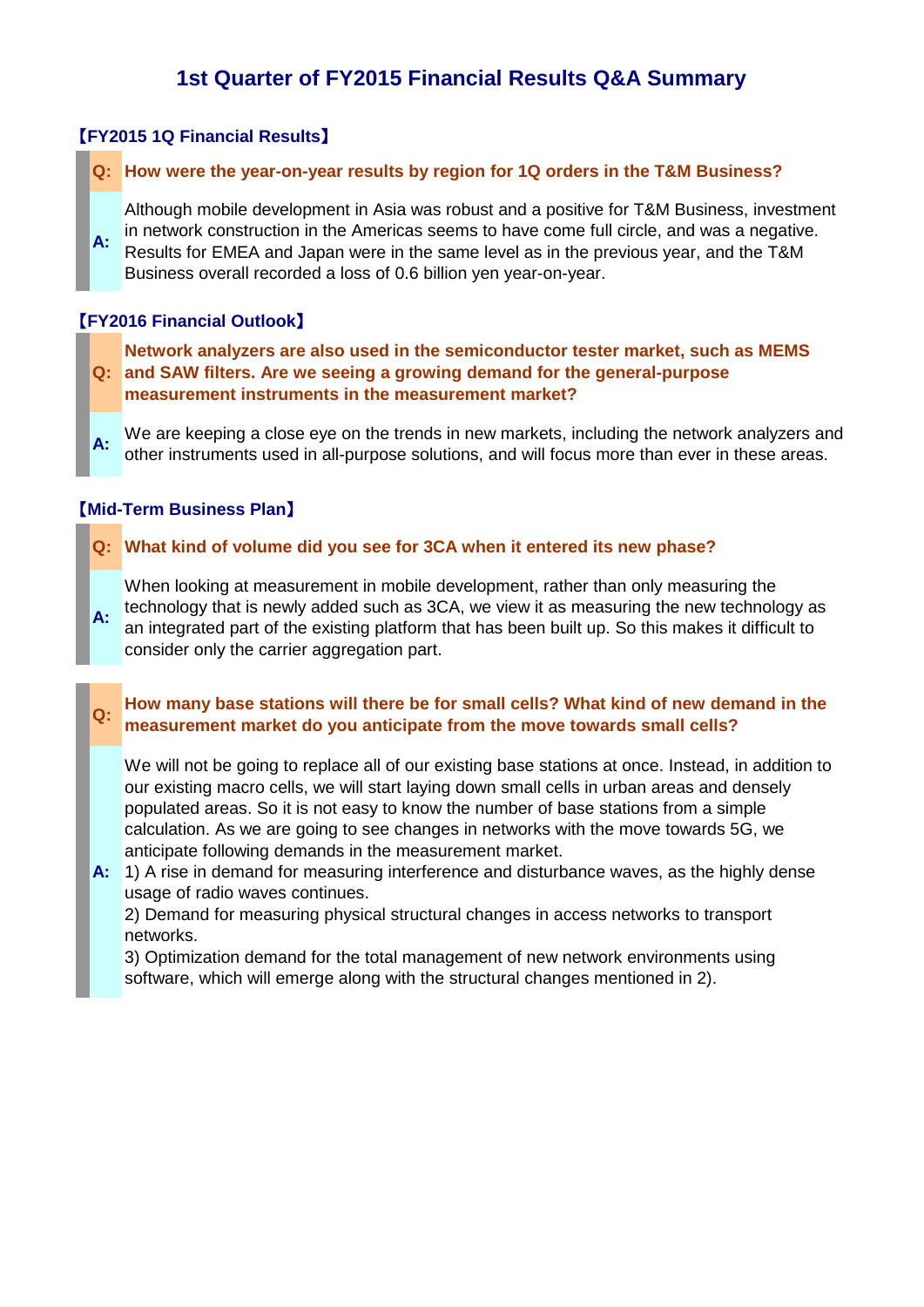# 1st Quarter of FY2015 Financial Results Q&A Summary

## 【FY2015 1Q Financial Results】

**Q: How were the year-on-year results by region for 1Q orders in the T&M Business?**

**A:** Although mobile development in Asia was robust and a positive for T&M Business, investment in network construction in the Americas seems to have come full circle, and was a negative. Results for EMEA and Japan were in the same level as in the previous year, and the T&M Business overall recorded a loss of 0.6 billion yen year-on-year.

## 【FY2016 Financial Outlook】

**Q: Network analyzers are also used in the semiconductor tester market, such as MEMS and SAW filters. Are we seeing a growing demand for the general-purpose measurement instruments in the measurement market?**

**A:** We are keeping a close eye on the trends in new markets, including the network analyzers and other instruments used in all-purpose solutions, and will focus more than ever in these areas.

## 【Mid-Term Business Plan】

**Q: What kind of volume did you see for 3CA when it entered its new phase?**

**A:** When looking at measurement in mobile development, rather than only measuring the technology that is newly added such as 3CA, we view it as measuring the new technology as an integrated part of the existing platform that has been built up. So this makes it difficult to consider only the carrier aggregation part.

**Q: How many base stations will there be for small cells? What kind of new demand in the measurement market do you anticipate from the move towards small cells?**

**A:** We will not be going to replace all of our existing base stations at once. Instead, in addition to our existing macro cells, we will start laying down small cells in urban areas and densely populated areas. So it is not easy to know the number of base stations from a simple calculation. As we are going to see changes in networks with the move towards 5G, we anticipate following demands in the measurement market.

1) A rise in demand for measuring interference and disturbance waves, as the highly dense usage of radio waves continues.

2) Demand for measuring physical structural changes in access networks to transport networks.

3) Optimization demand for the total management of new network environments using software, which will emerge along with the structural changes mentioned in 2).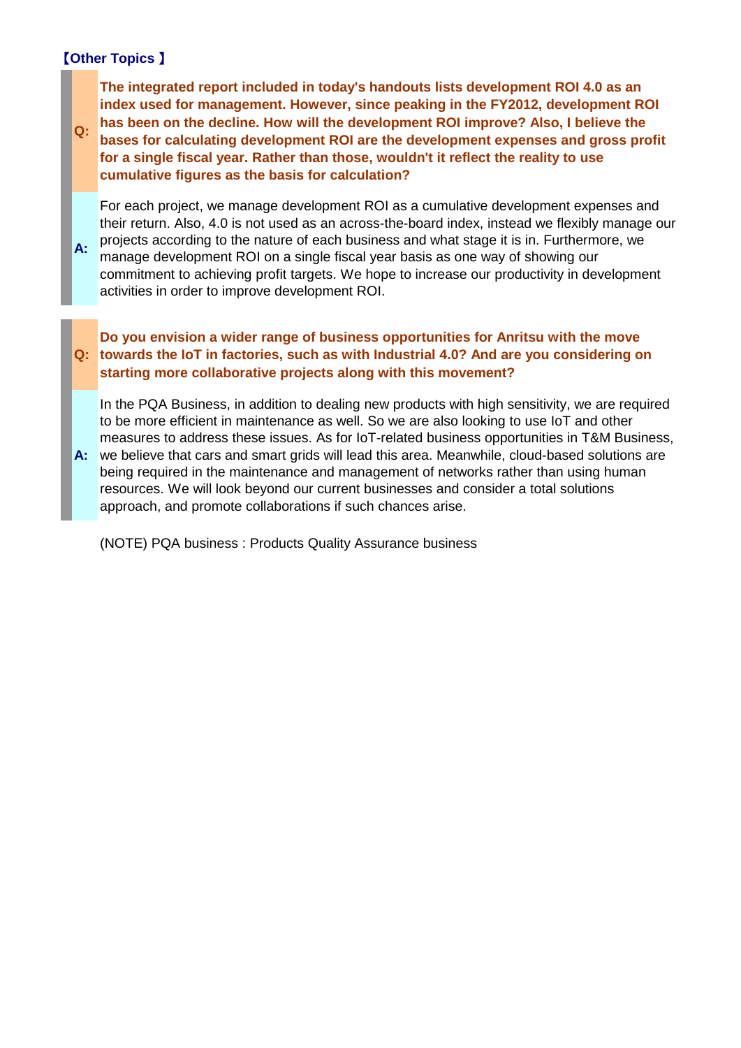## 【Other Topics 】

**Q:** **The integrated report included in today's handouts lists development ROI 4.0 as an index used for management. However, since peaking in the FY2012, development ROI has been on the decline. How will the development ROI improve? Also, I believe the bases for calculating development ROI are the development expenses and gross profit for a single fiscal year. Rather than those, wouldn't it reflect the reality to use cumulative figures as the basis for calculation?**

**A:** For each project, we manage development ROI as a cumulative development expenses and their return. Also, 4.0 is not used as an across-the-board index, instead we flexibly manage our projects according to the nature of each business and what stage it is in. Furthermore, we manage development ROI on a single fiscal year basis as one way of showing our commitment to achieving profit targets. We hope to increase our productivity in development activities in order to improve development ROI.

**Q:** **Do you envision a wider range of business opportunities for Anritsu with the move towards the IoT in factories, such as with Industrial 4.0? And are you considering on starting more collaborative projects along with this movement?**

**A:** In the PQA Business, in addition to dealing new products with high sensitivity, we are required to be more efficient in maintenance as well. So we are also looking to use IoT and other measures to address these issues. As for IoT-related business opportunities in T&M Business, we believe that cars and smart grids will lead this area. Meanwhile, cloud-based solutions are being required in the maintenance and management of networks rather than using human resources. We will look beyond our current businesses and consider a total solutions approach, and promote collaborations if such chances arise.

(NOTE) PQA business : Products Quality Assurance business